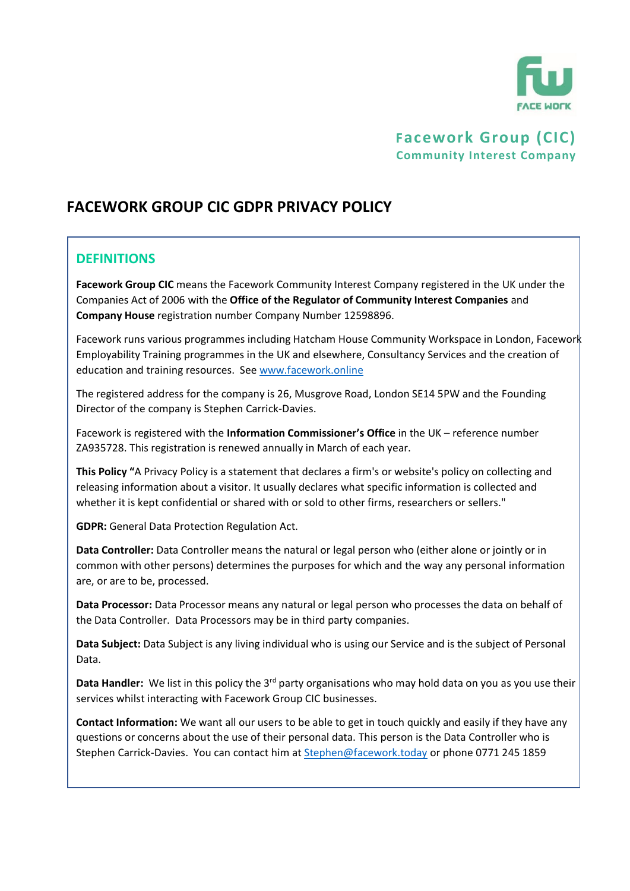FACE WORK

**Facework Group (CIC)**
**Community Interest Company**

# FACEWORK GROUP CIC GDPR PRIVACY POLICY

## DEFINITIONS

**Facework Group CIC** means the Facework Community Interest Company registered in the UK under the Companies Act of 2006 with the **Office of the Regulator of Community Interest Companies** and **Company House** registration number Company Number 12598896.

Facework runs various programmes including Hatcham House Community Workspace in London, Facework Employability Training programmes in the UK and elsewhere, Consultancy Services and the creation of education and training resources. See www.facework.online

The registered address for the company is 26, Musgrove Road, London SE14 5PW and the Founding Director of the company is Stephen Carrick-Davies.

Facework is registered with the **Information Commissioner's Office** in the UK – reference number ZA935728. This registration is renewed annually in March of each year.

**This Policy** "A Privacy Policy is a statement that declares a firm's or website's policy on collecting and releasing information about a visitor. It usually declares what specific information is collected and whether it is kept confidential or shared with or sold to other firms, researchers or sellers."

**GDPR:** General Data Protection Regulation Act.

**Data Controller:** Data Controller means the natural or legal person who (either alone or jointly or in common with other persons) determines the purposes for which and the way any personal information are, or are to be, processed.

**Data Processor:** Data Processor means any natural or legal person who processes the data on behalf of the Data Controller. Data Processors may be in third party companies.

**Data Subject:** Data Subject is any living individual who is using our Service and is the subject of Personal Data.

**Data Handler:** We list in this policy the 3rd party organisations who may hold data on you as you use their services whilst interacting with Facework Group CIC businesses.

**Contact Information:** We want all our users to be able to get in touch quickly and easily if they have any questions or concerns about the use of their personal data. This person is the Data Controller who is Stephen Carrick-Davies. You can contact him at Stephen@facework.today or phone 0771 245 1859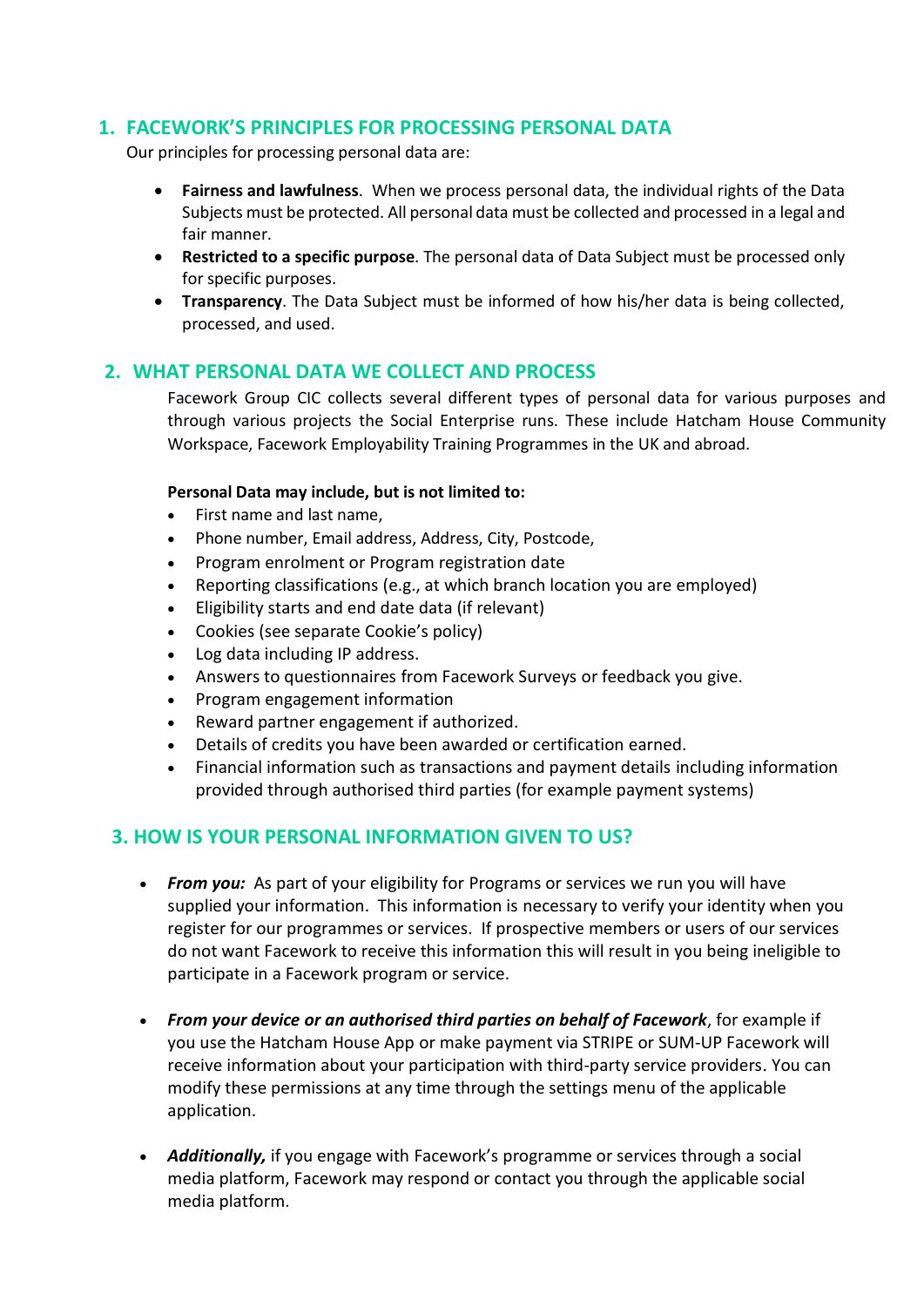## 1. FACEWORK'S PRINCIPLES FOR PROCESSING PERSONAL DATA

Our principles for processing personal data are:

- **Fairness and lawfulness**. When we process personal data, the individual rights of the Data Subjects must be protected. All personal data must be collected and processed in a legal and fair manner.
- **Restricted to a specific purpose**. The personal data of Data Subject must be processed only for specific purposes.
- **Transparency**. The Data Subject must be informed of how his/her data is being collected, processed, and used.

## 2. WHAT PERSONAL DATA WE COLLECT AND PROCESS

Facework Group CIC collects several different types of personal data for various purposes and through various projects the Social Enterprise runs. These include Hatcham House Community Workspace, Facework Employability Training Programmes in the UK and abroad.

**Personal Data may include, but is not limited to:**

- First name and last name,
- Phone number, Email address, Address, City, Postcode,
- Program enrolment or Program registration date
- Reporting classifications (e.g., at which branch location you are employed)
- Eligibility starts and end date data (if relevant)
- Cookies (see separate Cookie's policy)
- Log data including IP address.
- Answers to questionnaires from Facework Surveys or feedback you give.
- Program engagement information
- Reward partner engagement if authorized.
- Details of credits you have been awarded or certification earned.
- Financial information such as transactions and payment details including information provided through authorised third parties (for example payment systems)

## 3. HOW IS YOUR PERSONAL INFORMATION GIVEN TO US?

- ***From you:*** As part of your eligibility for Programs or services we run you will have supplied your information. This information is necessary to verify your identity when you register for our programmes or services. If prospective members or users of our services do not want Facework to receive this information this will result in you being ineligible to participate in a Facework program or service.

- ***From your device or an authorised third parties on behalf of Facework***, for example if you use the Hatcham House App or make payment via STRIPE or SUM-UP Facework will receive information about your participation with third-party service providers. You can modify these permissions at any time through the settings menu of the applicable application.

- ***Additionally,*** if you engage with Facework's programme or services through a social media platform, Facework may respond or contact you through the applicable social media platform.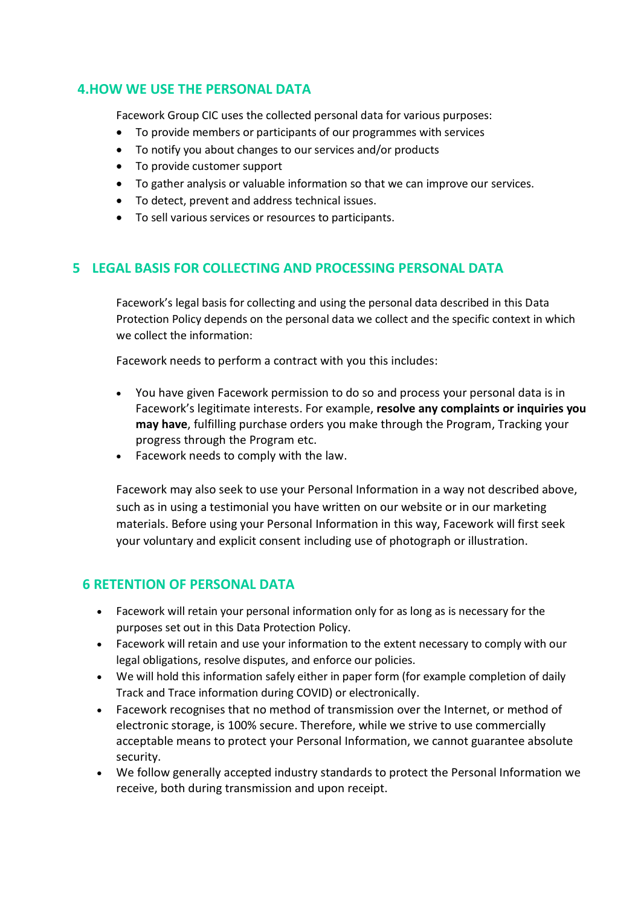## 4.HOW WE USE THE PERSONAL DATA

Facework Group CIC uses the collected personal data for various purposes:

- To provide members or participants of our programmes with services
- To notify you about changes to our services and/or products
- To provide customer support
- To gather analysis or valuable information so that we can improve our services.
- To detect, prevent and address technical issues.
- To sell various services or resources to participants.

## 5 LEGAL BASIS FOR COLLECTING AND PROCESSING PERSONAL DATA

Facework's legal basis for collecting and using the personal data described in this Data Protection Policy depends on the personal data we collect and the specific context in which we collect the information:

Facework needs to perform a contract with you this includes:

- You have given Facework permission to do so and process your personal data is in Facework's legitimate interests. For example, **resolve any complaints or inquiries you may have**, fulfilling purchase orders you make through the Program, Tracking your progress through the Program etc.
- Facework needs to comply with the law.

Facework may also seek to use your Personal Information in a way not described above, such as in using a testimonial you have written on our website or in our marketing materials. Before using your Personal Information in this way, Facework will first seek your voluntary and explicit consent including use of photograph or illustration.

## 6 RETENTION OF PERSONAL DATA

- Facework will retain your personal information only for as long as is necessary for the purposes set out in this Data Protection Policy.
- Facework will retain and use your information to the extent necessary to comply with our legal obligations, resolve disputes, and enforce our policies.
- We will hold this information safely either in paper form (for example completion of daily Track and Trace information during COVID) or electronically.
- Facework recognises that no method of transmission over the Internet, or method of electronic storage, is 100% secure. Therefore, while we strive to use commercially acceptable means to protect your Personal Information, we cannot guarantee absolute security.
- We follow generally accepted industry standards to protect the Personal Information we receive, both during transmission and upon receipt.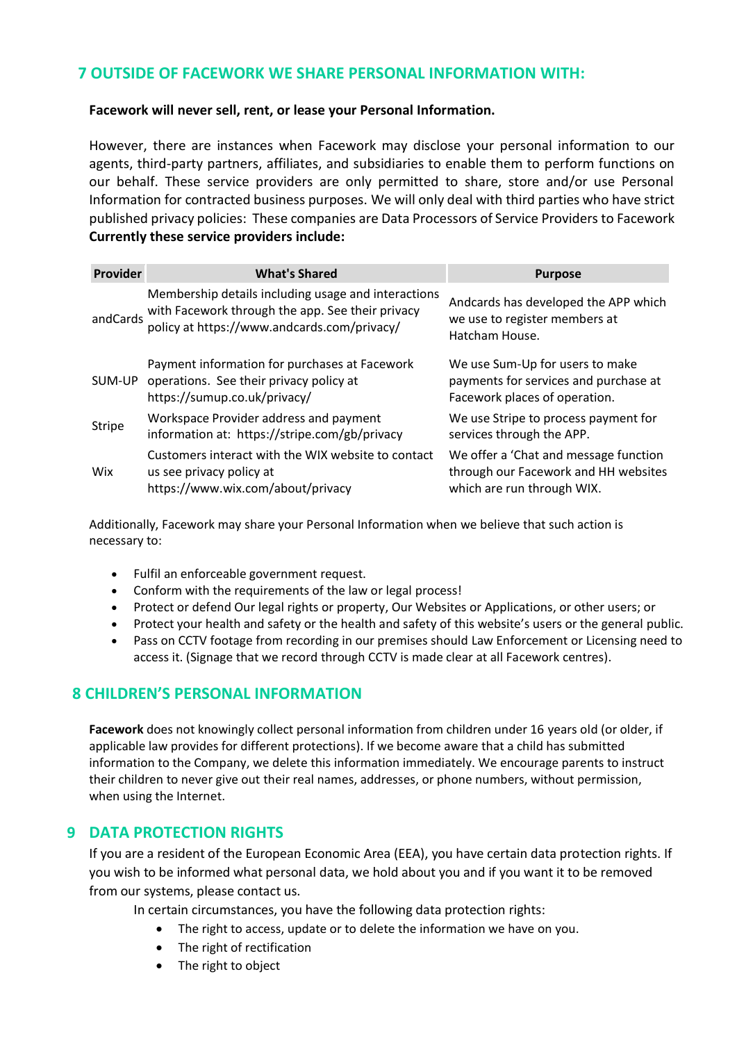## 7 OUTSIDE OF FACEWORK WE SHARE PERSONAL INFORMATION WITH:

**Facework will never sell, rent, or lease your Personal Information.**

However, there are instances when Facework may disclose your personal information to our agents, third-party partners, affiliates, and subsidiaries to enable them to perform functions on our behalf. These service providers are only permitted to share, store and/or use Personal Information for contracted business purposes. We will only deal with third parties who have strict published privacy policies: These companies are Data Processors of Service Providers to Facework
**Currently these service providers include:**

| Provider | What's Shared | Purpose |
|---|---|---|
| andCards | Membership details including usage and interactions with Facework through the app. See their privacy policy at https://www.andcards.com/privacy/ | Andcards has developed the APP which we use to register members at Hatcham House. |
| SUM-UP | Payment information for purchases at Facework operations. See their privacy policy at https://sumup.co.uk/privacy/ | We use Sum-Up for users to make payments for services and purchase at Facework places of operation. |
| Stripe | Workspace Provider address and payment information at: https://stripe.com/gb/privacy | We use Stripe to process payment for services through the APP. |
| Wix | Customers interact with the WIX website to contact us see privacy policy at https://www.wix.com/about/privacy | We offer a 'Chat and message function through our Facework and HH websites which are run through WIX. |

Additionally, Facework may share your Personal Information when we believe that such action is necessary to:

- Fulfil an enforceable government request.
- Conform with the requirements of the law or legal process!
- Protect or defend Our legal rights or property, Our Websites or Applications, or other users; or
- Protect your health and safety or the health and safety of this website's users or the general public.
- Pass on CCTV footage from recording in our premises should Law Enforcement or Licensing need to access it. (Signage that we record through CCTV is made clear at all Facework centres).

## 8 CHILDREN'S PERSONAL INFORMATION

**Facework** does not knowingly collect personal information from children under 16 years old (or older, if applicable law provides for different protections). If we become aware that a child has submitted information to the Company, we delete this information immediately. We encourage parents to instruct their children to never give out their real names, addresses, or phone numbers, without permission, when using the Internet.

## 9 DATA PROTECTION RIGHTS

If you are a resident of the European Economic Area (EEA), you have certain data protection rights. If you wish to be informed what personal data, we hold about you and if you want it to be removed from our systems, please contact us.

In certain circumstances, you have the following data protection rights:

- The right to access, update or to delete the information we have on you.
- The right of rectification
- The right to object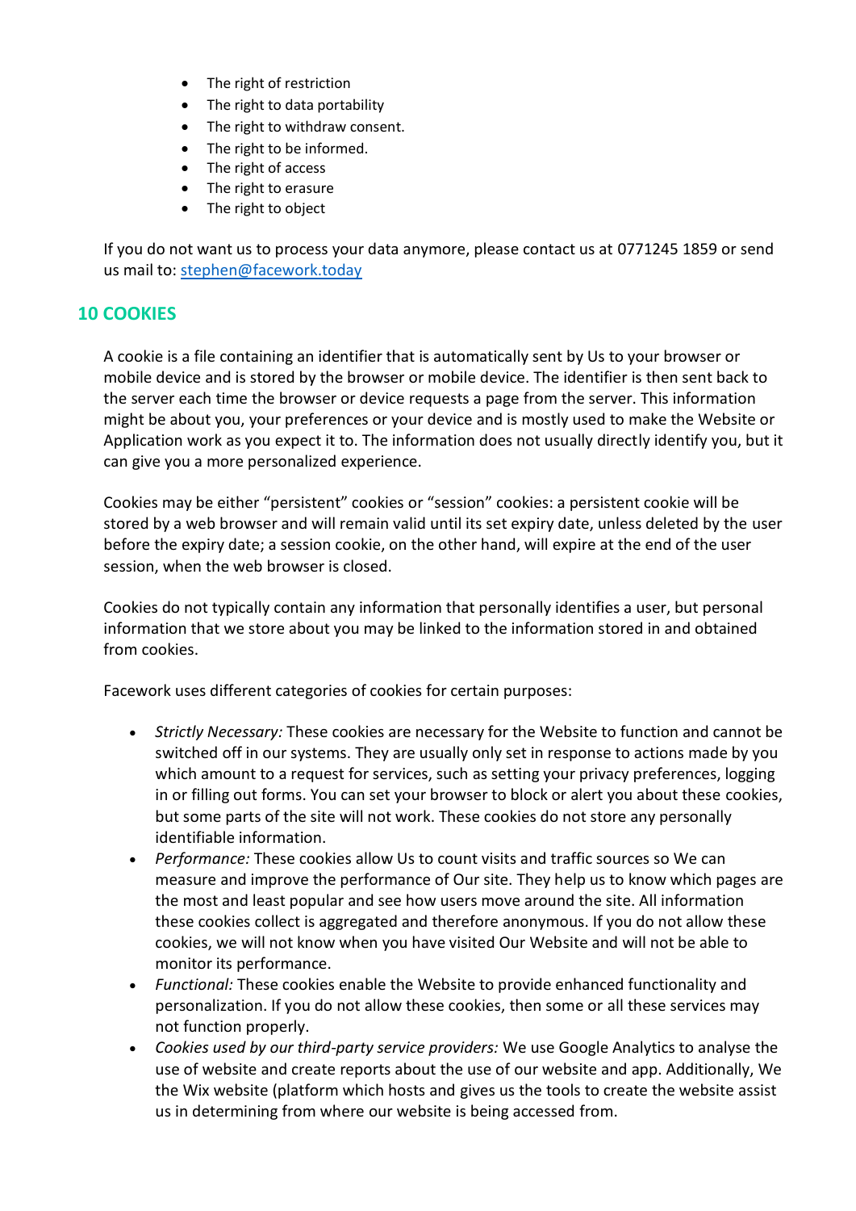- The right of restriction
- The right to data portability
- The right to withdraw consent.
- The right to be informed.
- The right of access
- The right to erasure
- The right to object

If you do not want us to process your data anymore, please contact us at 0771245 1859 or send us mail to: [stephen@facework.today](mailto:stephen@facework.today)

## 10 COOKIES

A cookie is a file containing an identifier that is automatically sent by Us to your browser or mobile device and is stored by the browser or mobile device. The identifier is then sent back to the server each time the browser or device requests a page from the server. This information might be about you, your preferences or your device and is mostly used to make the Website or Application work as you expect it to. The information does not usually directly identify you, but it can give you a more personalized experience.

Cookies may be either "persistent" cookies or "session" cookies: a persistent cookie will be stored by a web browser and will remain valid until its set expiry date, unless deleted by the user before the expiry date; a session cookie, on the other hand, will expire at the end of the user session, when the web browser is closed.

Cookies do not typically contain any information that personally identifies a user, but personal information that we store about you may be linked to the information stored in and obtained from cookies.

Facework uses different categories of cookies for certain purposes:

- *Strictly Necessary:* These cookies are necessary for the Website to function and cannot be switched off in our systems. They are usually only set in response to actions made by you which amount to a request for services, such as setting your privacy preferences, logging in or filling out forms. You can set your browser to block or alert you about these cookies, but some parts of the site will not work. These cookies do not store any personally identifiable information.
- *Performance:* These cookies allow Us to count visits and traffic sources so We can measure and improve the performance of Our site. They help us to know which pages are the most and least popular and see how users move around the site. All information these cookies collect is aggregated and therefore anonymous. If you do not allow these cookies, we will not know when you have visited Our Website and will not be able to monitor its performance.
- *Functional:* These cookies enable the Website to provide enhanced functionality and personalization. If you do not allow these cookies, then some or all these services may not function properly.
- *Cookies used by our third-party service providers:* We use Google Analytics to analyse the use of website and create reports about the use of our website and app. Additionally, We the Wix website (platform which hosts and gives us the tools to create the website assist us in determining from where our website is being accessed from.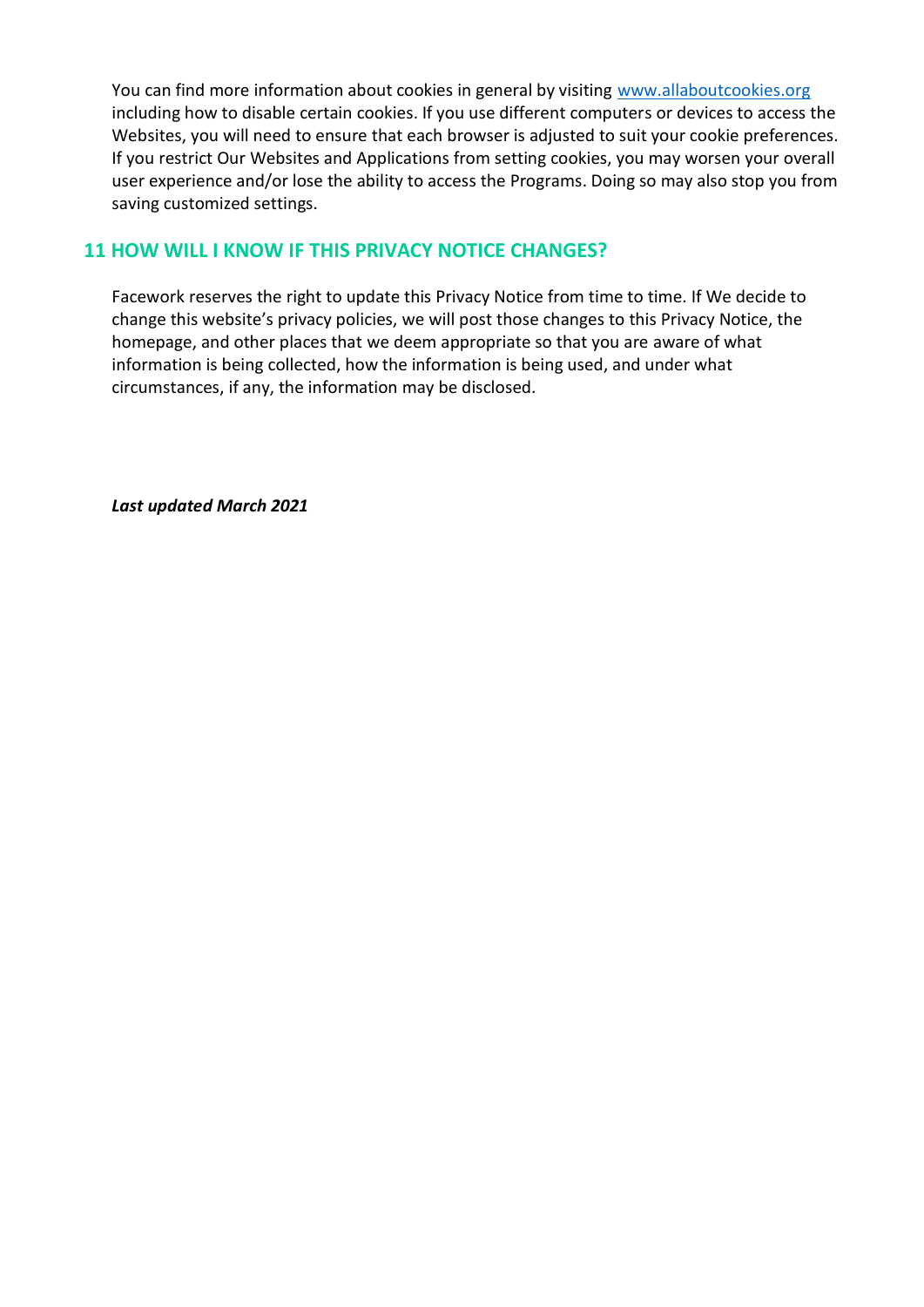You can find more information about cookies in general by visiting [www.allaboutcookies.org](http://www.allaboutcookies.org) including how to disable certain cookies. If you use different computers or devices to access the Websites, you will need to ensure that each browser is adjusted to suit your cookie preferences. If you restrict Our Websites and Applications from setting cookies, you may worsen your overall user experience and/or lose the ability to access the Programs. Doing so may also stop you from saving customized settings.

## 11 HOW WILL I KNOW IF THIS PRIVACY NOTICE CHANGES?

Facework reserves the right to update this Privacy Notice from time to time. If We decide to change this website's privacy policies, we will post those changes to this Privacy Notice, the homepage, and other places that we deem appropriate so that you are aware of what information is being collected, how the information is being used, and under what circumstances, if any, the information may be disclosed.

***Last updated March 2021***